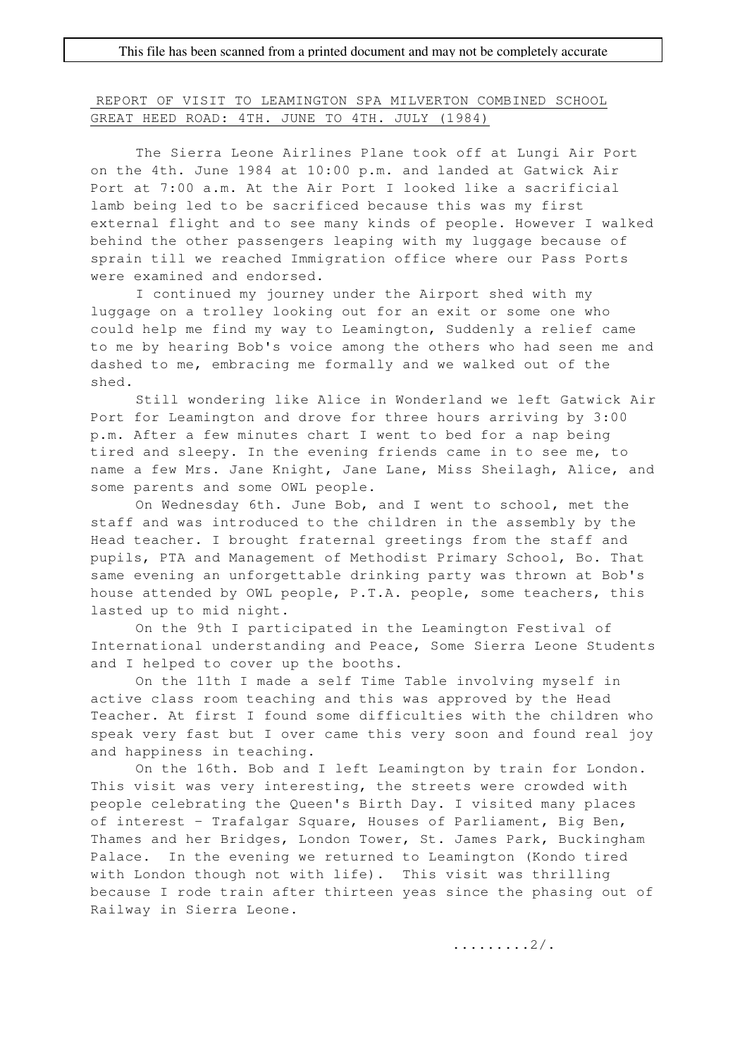This file has been scanned from a printed document and may not be completely accurate

# REPORT OF VISIT TO LEAMINGTON SPA MILVERTON COMBINED SCHOOL GREAT HEED ROAD: 4TH. JUNE TO 4TH. JULY (1984)

The Sierra Leone Airlines Plane took off at Lungi Air Port on the 4th. June 1984 at 10:00 p.m. and landed at Gatwick Air Port at 7:00 a.m. At the Air Port I looked like a sacrificial lamb being led to be sacrificed because this was my first external flight and to see many kinds of people. However I walked behind the other passengers leaping with my luggage because of sprain till we reached Immigration office where our Pass Ports were examined and endorsed.

I continued my journey under the Airport shed with my luggage on a trolley looking out for an exit or some one who could help me find my way to Leamington, Suddenly a relief came to me by hearing Bob's voice among the others who had seen me and dashed to me, embracing me formally and we walked out of the shed.

Still wondering like Alice in Wonderland we left Gatwick Air Port for Leamington and drove for three hours arriving by 3:00 p.m. After a few minutes chart I went to bed for a nap being tired and sleepy. In the evening friends came in to see me, to name a few Mrs. Jane Knight, Jane Lane, Miss Sheilagh, Alice, and some parents and some OWL people.

On Wednesday 6th. June Bob, and I went to school, met the staff and was introduced to the children in the assembly by the Head teacher. I brought fraternal greetings from the staff and pupils, PTA and Management of Methodist Primary School, Bo. That same evening an unforgettable drinking party was thrown at Bob's house attended by OWL people, P.T.A. people, some teachers, this lasted up to mid night.

On the 9th I participated in the Leamington Festival of International understanding and Peace, Some Sierra Leone Students and I helped to cover up the booths.

On the 11th I made a self Time Table involving myself in active class room teaching and this was approved by the Head Teacher. At first I found some difficulties with the children who speak very fast but I over came this very soon and found real joy and happiness in teaching.

On the 16th. Bob and I left Leamington by train for London. This visit was very interesting, the streets were crowded with people celebrating the Queen's Birth Day. I visited many places of interest - Trafalgar Square, Houses of Parliament, Big Ben, Thames and her Bridges, London Tower, St. James Park, Buckingham Palace. In the evening we returned to Leamington (Kondo tired with London though not with life). This visit was thrilling because I rode train after thirteen yeas since the phasing out of Railway in Sierra Leone.

.........2/.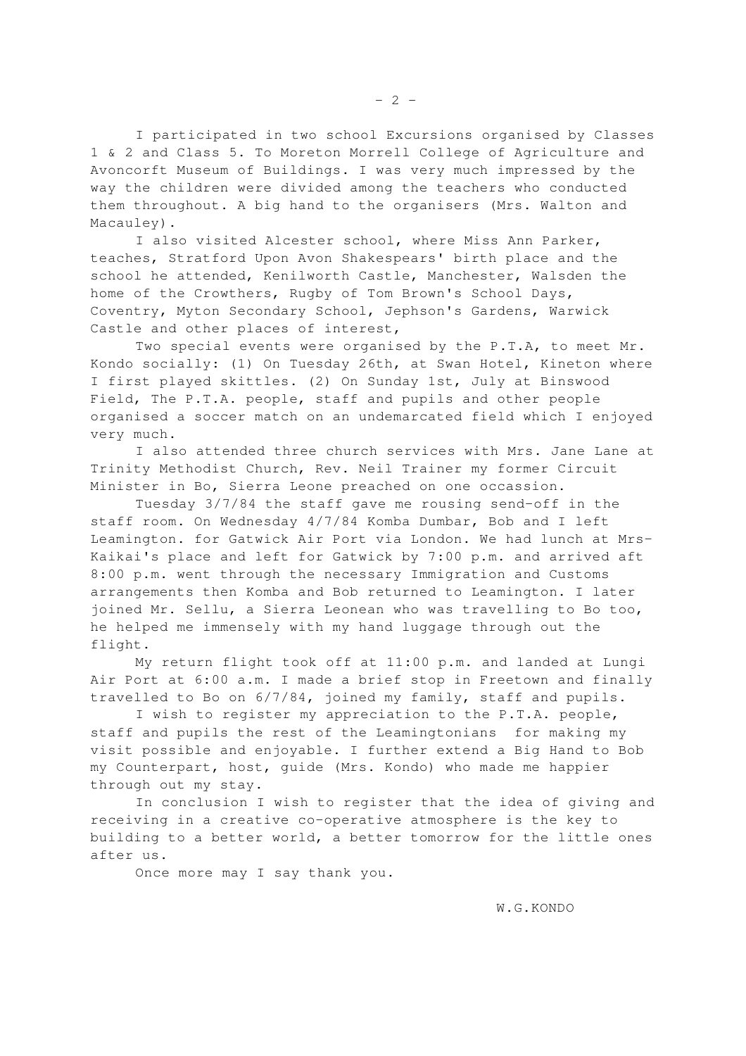I participated in two school Excursions organised by Classes 1 & 2 and Class 5. To Moreton Morrell College of Agriculture and Avoncorft Museum of Buildings. I was very much impressed by the way the children were divided among the teachers who conducted them throughout. A big hand to the organisers (Mrs. Walton and Macauley).

I also visited Alcester school, where Miss Ann Parker, teaches, Stratford Upon Avon Shakespears' birth place and the school he attended, Kenilworth Castle, Manchester, Walsden the home of the Crowthers, Rugby of Tom Brown's School Days, Coventry, Myton Secondary School, Jephson's Gardens, Warwick Castle and other places of interest,

Two special events were organised by the P.T.A, to meet Mr. Kondo socially: (1) On Tuesday 26th, at Swan Hotel, Kineton where I first played skittles. (2) On Sunday 1st, July at Binswood Field, The P.T.A. people, staff and pupils and other people organised a soccer match on an undemarcated field which I enjoyed very much.

I also attended three church services with Mrs. Jane Lane at Trinity Methodist Church, Rev. Neil Trainer my former Circuit Minister in Bo, Sierra Leone preached on one occassion.

Tuesday 3/7/84 the staff gave me rousing send-off in the staff room. On Wednesday 4/7/84 Komba Dumbar, Bob and I left Leamington. for Gatwick Air Port via London. We had lunch at Mrs-Kaikai's place and left for Gatwick by 7:00 p.m. and arrived aft 8:00 p.m. went through the necessary Immigration and Customs arrangements then Komba and Bob returned to Leamington. I later joined Mr. Sellu, a Sierra Leonean who was travelling to Bo too, he helped me immensely with my hand luggage through out the flight.

My return flight took off at 11:00 p.m. and landed at Lungi Air Port at 6:00 a.m. I made a brief stop in Freetown and finally travelled to Bo on 6/7/84, joined my family, staff and pupils.

I wish to register my appreciation to the P.T.A. people, staff and pupils the rest of the Leamingtonians for making my visit possible and enjoyable. I further extend a Big Hand to Bob my Counterpart, host, guide (Mrs. Kondo) who made me happier through out my stay.

In conclusion I wish to register that the idea of giving and receiving in a creative co-operative atmosphere is the key to building to a better world, a better tomorrow for the little ones after us.

Once more may I say thank you.

W.G.KONDO